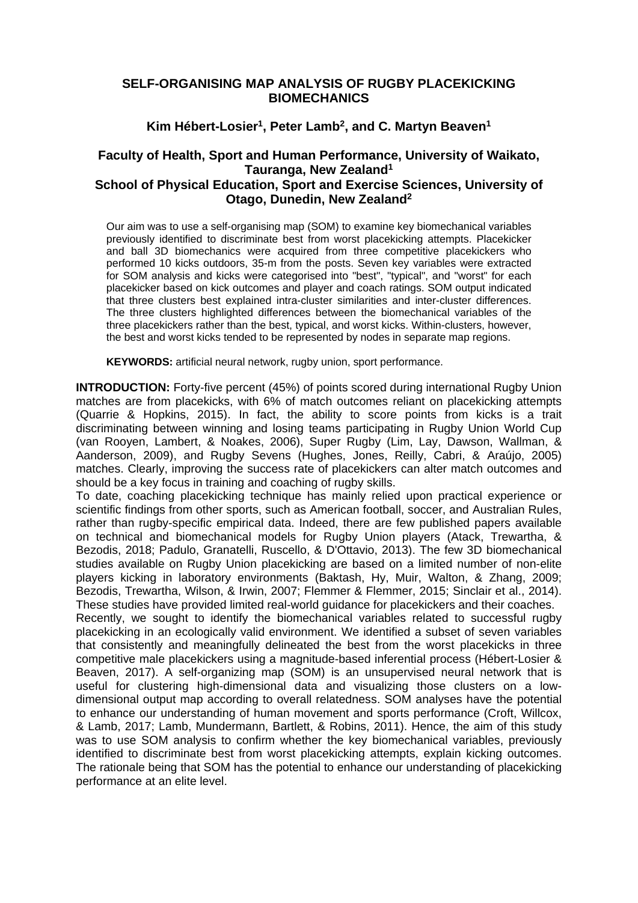# SELF-ORGANISING MAP ANALYSIS OF RUGBY PLACEKICKING BIOMECHANICS

### Kim Hébert-Losier[1], Peter Lamb[2], and C. Martyn Beaven[1]

### Faculty of Health, Sport and Human Performance, University of Waikato, Tauranga, New Zealand[1]
### School of Physical Education, Sport and Exercise Sciences, University of Otago, Dunedin, New Zealand[2]

Our aim was to use a self-organising map (SOM) to examine key biomechanical variables previously identified to discriminate best from worst placekicking attempts. Placekicker and ball 3D biomechanics were acquired from three competitive placekickers who performed 10 kicks outdoors, 35-m from the posts. Seven key variables were extracted for SOM analysis and kicks were categorised into "best", "typical", and "worst" for each placekicker based on kick outcomes and player and coach ratings. SOM output indicated that three clusters best explained intra-cluster similarities and inter-cluster differences. The three clusters highlighted differences between the biomechanical variables of the three placekickers rather than the best, typical, and worst kicks. Within-clusters, however, the best and worst kicks tended to be represented by nodes in separate map regions.

**KEYWORDS:** artificial neural network, rugby union, sport performance.

**INTRODUCTION:** Forty-five percent (45%) of points scored during international Rugby Union matches are from placekicks, with 6% of match outcomes reliant on placekicking attempts (Quarrie & Hopkins, 2015). In fact, the ability to score points from kicks is a trait discriminating between winning and losing teams participating in Rugby Union World Cup (van Rooyen, Lambert, & Noakes, 2006), Super Rugby (Lim, Lay, Dawson, Wallman, & Aanderson, 2009), and Rugby Sevens (Hughes, Jones, Reilly, Cabri, & Araújo, 2005) matches. Clearly, improving the success rate of placekickers can alter match outcomes and should be a key focus in training and coaching of rugby skills.

To date, coaching placekicking technique has mainly relied upon practical experience or scientific findings from other sports, such as American football, soccer, and Australian Rules, rather than rugby-specific empirical data. Indeed, there are few published papers available on technical and biomechanical models for Rugby Union players (Atack, Trewartha, & Bezodis, 2018; Padulo, Granatelli, Ruscello, & D'Ottavio, 2013). The few 3D biomechanical studies available on Rugby Union placekicking are based on a limited number of non-elite players kicking in laboratory environments (Baktash, Hy, Muir, Walton, & Zhang, 2009; Bezodis, Trewartha, Wilson, & Irwin, 2007; Flemmer & Flemmer, 2015; Sinclair et al., 2014). These studies have provided limited real-world guidance for placekickers and their coaches.

Recently, we sought to identify the biomechanical variables related to successful rugby placekicking in an ecologically valid environment. We identified a subset of seven variables that consistently and meaningfully delineated the best from the worst placekicks in three competitive male placekickers using a magnitude-based inferential process (Hébert-Losier & Beaven, 2017). A self-organizing map (SOM) is an unsupervised neural network that is useful for clustering high-dimensional data and visualizing those clusters on a low-dimensional output map according to overall relatedness. SOM analyses have the potential to enhance our understanding of human movement and sports performance (Croft, Willcox, & Lamb, 2017; Lamb, Mundermann, Bartlett, & Robins, 2011). Hence, the aim of this study was to use SOM analysis to confirm whether the key biomechanical variables, previously identified to discriminate best from worst placekicking attempts, explain kicking outcomes. The rationale being that SOM has the potential to enhance our understanding of placekicking performance at an elite level.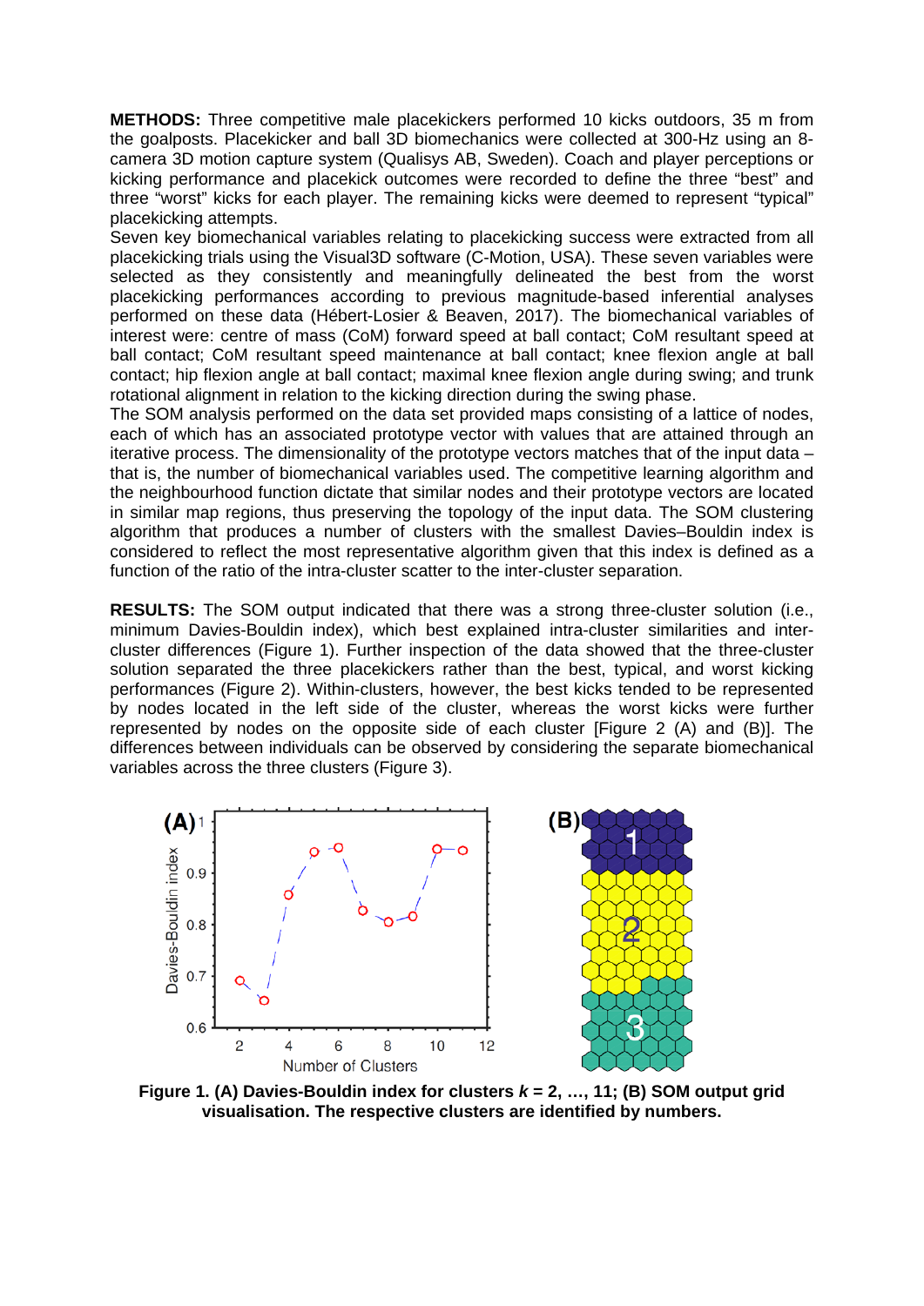**METHODS:** Three competitive male placekickers performed 10 kicks outdoors, 35 m from the goalposts. Placekicker and ball 3D biomechanics were collected at 300-Hz using an 8-camera 3D motion capture system (Qualisys AB, Sweden). Coach and player perceptions or kicking performance and placekick outcomes were recorded to define the three "best" and three "worst" kicks for each player. The remaining kicks were deemed to represent "typical" placekicking attempts.

Seven key biomechanical variables relating to placekicking success were extracted from all placekicking trials using the Visual3D software (C-Motion, USA). These seven variables were selected as they consistently and meaningfully delineated the best from the worst placekicking performances according to previous magnitude-based inferential analyses performed on these data (Hébert-Losier & Beaven, 2017). The biomechanical variables of interest were: centre of mass (CoM) forward speed at ball contact; CoM resultant speed at ball contact; CoM resultant speed maintenance at ball contact; knee flexion angle at ball contact; hip flexion angle at ball contact; maximal knee flexion angle during swing; and trunk rotational alignment in relation to the kicking direction during the swing phase.

The SOM analysis performed on the data set provided maps consisting of a lattice of nodes, each of which has an associated prototype vector with values that are attained through an iterative process. The dimensionality of the prototype vectors matches that of the input data – that is, the number of biomechanical variables used. The competitive learning algorithm and the neighbourhood function dictate that similar nodes and their prototype vectors are located in similar map regions, thus preserving the topology of the input data. The SOM clustering algorithm that produces a number of clusters with the smallest Davies–Bouldin index is considered to reflect the most representative algorithm given that this index is defined as a function of the ratio of the intra-cluster scatter to the inter-cluster separation.

**RESULTS:** The SOM output indicated that there was a strong three-cluster solution (i.e., minimum Davies-Bouldin index), which best explained intra-cluster similarities and inter-cluster differences (Figure 1). Further inspection of the data showed that the three-cluster solution separated the three placekickers rather than the best, typical, and worst kicking performances (Figure 2). Within-clusters, however, the best kicks tended to be represented by nodes located in the left side of the cluster, whereas the worst kicks were further represented by nodes on the opposite side of each cluster [Figure 2 (A) and (B)]. The differences between individuals can be observed by considering the separate biomechanical variables across the three clusters (Figure 3).

**Figure 1. (A) Davies-Bouldin index for clusters $k$ = 2, …, 11; (B) SOM output grid visualisation. The respective clusters are identified by numbers.**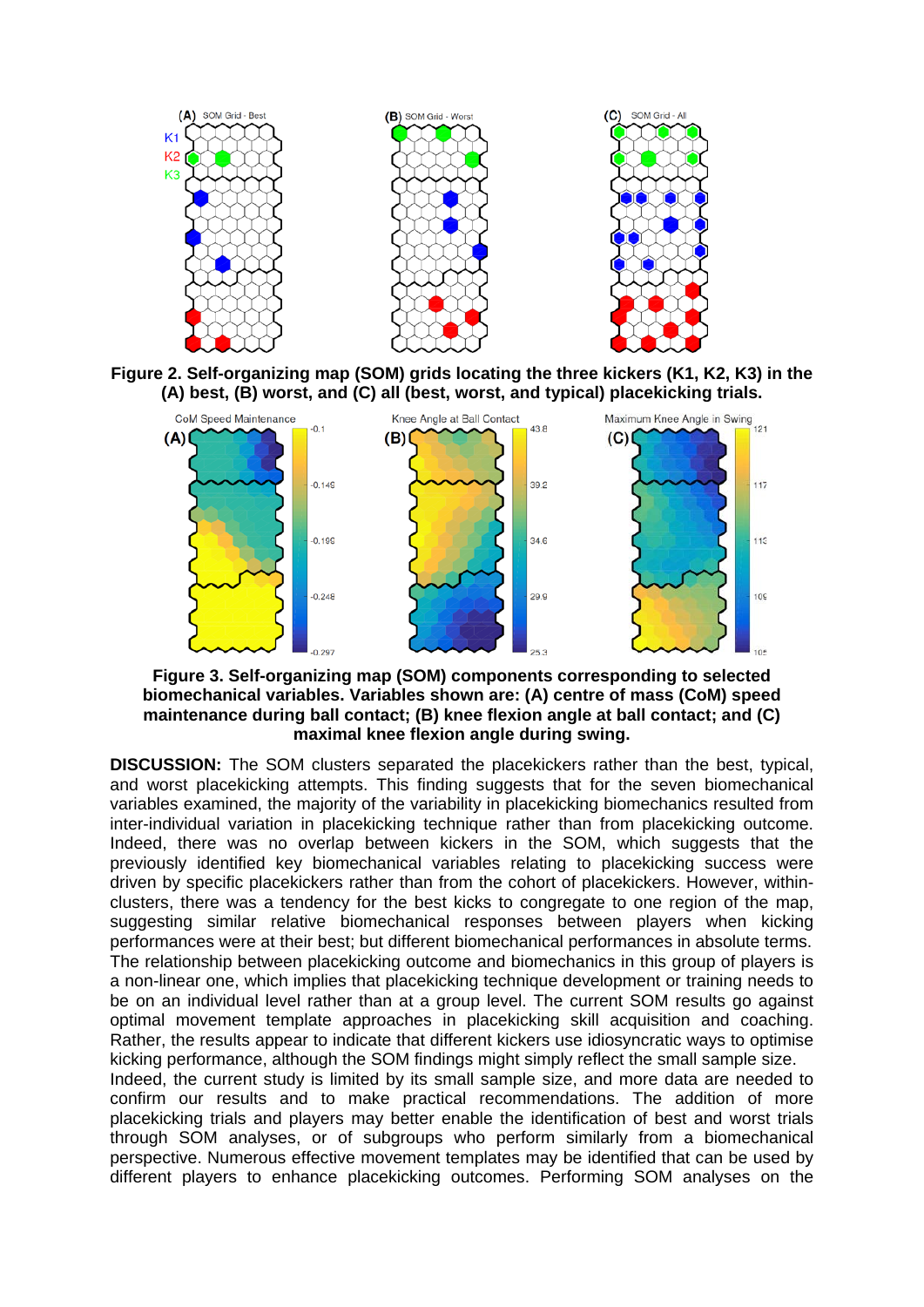**Figure 2. Self-organizing map (SOM) grids locating the three kickers (K1, K2, K3) in the (A) best, (B) worst, and (C) all (best, worst, and typical) placekicking trials.**

**Figure 3. Self-organizing map (SOM) components corresponding to selected biomechanical variables. Variables shown are: (A) centre of mass (CoM) speed maintenance during ball contact; (B) knee flexion angle at ball contact; and (C) maximal knee flexion angle during swing.**

**DISCUSSION:** The SOM clusters separated the placekickers rather than the best, typical, and worst placekicking attempts. This finding suggests that for the seven biomechanical variables examined, the majority of the variability in placekicking biomechanics resulted from inter-individual variation in placekicking technique rather than from placekicking outcome. Indeed, there was no overlap between kickers in the SOM, which suggests that the previously identified key biomechanical variables relating to placekicking success were driven by specific placekickers rather than from the cohort of placekickers. However, within-clusters, there was a tendency for the best kicks to congregate to one region of the map, suggesting similar relative biomechanical responses between players when kicking performances were at their best; but different biomechanical performances in absolute terms. The relationship between placekicking outcome and biomechanics in this group of players is a non-linear one, which implies that placekicking technique development or training needs to be on an individual level rather than at a group level. The current SOM results go against optimal movement template approaches in placekicking skill acquisition and coaching. Rather, the results appear to indicate that different kickers use idiosyncratic ways to optimise kicking performance, although the SOM findings might simply reflect the small sample size.

Indeed, the current study is limited by its small sample size, and more data are needed to confirm our results and to make practical recommendations. The addition of more placekicking trials and players may better enable the identification of best and worst trials through SOM analyses, or of subgroups who perform similarly from a biomechanical perspective. Numerous effective movement templates may be identified that can be used by different players to enhance placekicking outcomes. Performing SOM analyses on the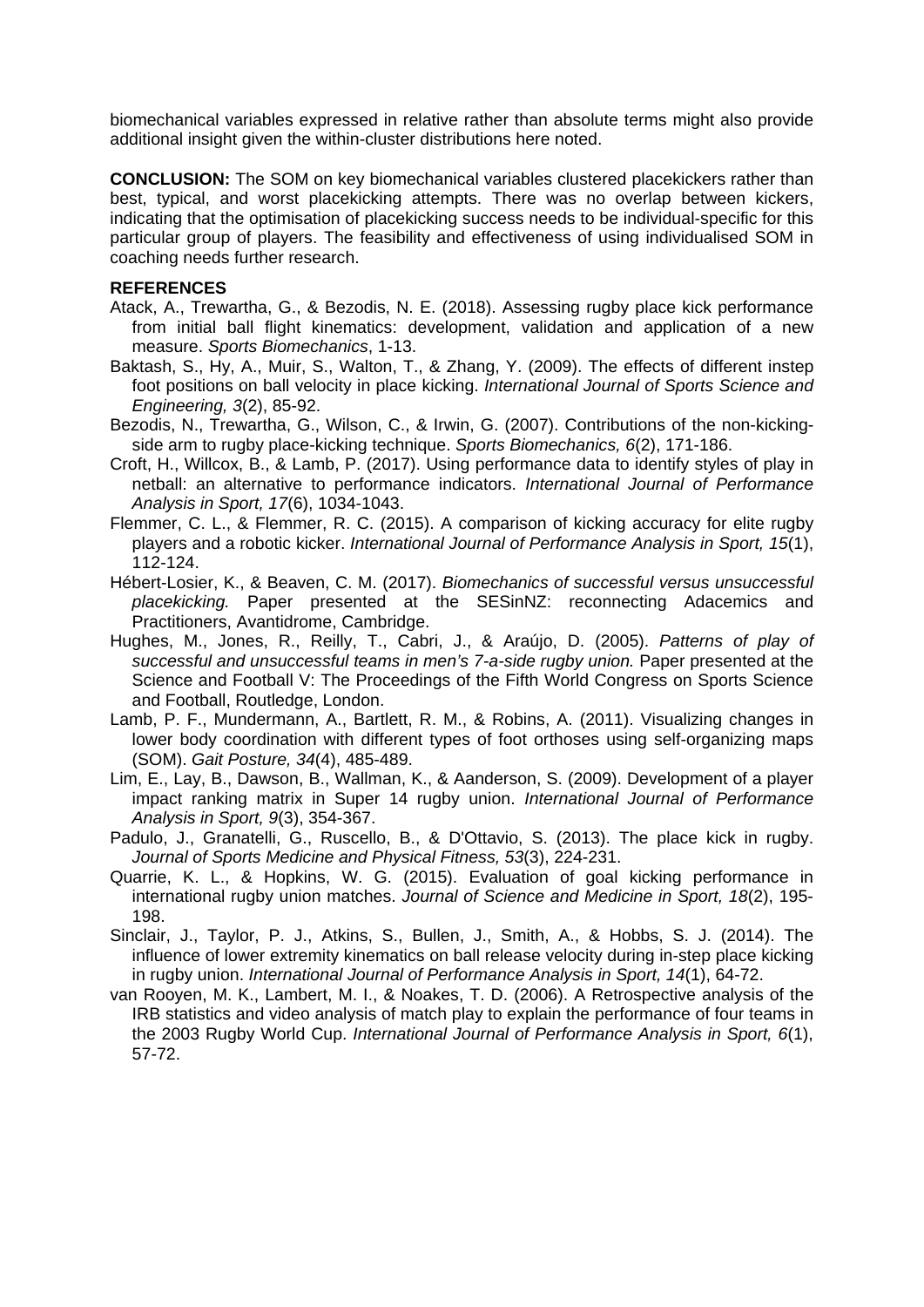biomechanical variables expressed in relative rather than absolute terms might also provide additional insight given the within-cluster distributions here noted.

**CONCLUSION:** The SOM on key biomechanical variables clustered placekickers rather than best, typical, and worst placekicking attempts. There was no overlap between kickers, indicating that the optimisation of placekicking success needs to be individual-specific for this particular group of players. The feasibility and effectiveness of using individualised SOM in coaching needs further research.

## REFERENCES

Atack, A., Trewartha, G., & Bezodis, N. E. (2018). Assessing rugby place kick performance from initial ball flight kinematics: development, validation and application of a new measure. *Sports Biomechanics*, 1-13.

Baktash, S., Hy, A., Muir, S., Walton, T., & Zhang, Y. (2009). The effects of different instep foot positions on ball velocity in place kicking. *International Journal of Sports Science and Engineering, 3*(2), 85-92.

Bezodis, N., Trewartha, G., Wilson, C., & Irwin, G. (2007). Contributions of the non-kicking-side arm to rugby place-kicking technique. *Sports Biomechanics, 6*(2), 171-186.

Croft, H., Willcox, B., & Lamb, P. (2017). Using performance data to identify styles of play in netball: an alternative to performance indicators. *International Journal of Performance Analysis in Sport, 17*(6), 1034-1043.

Flemmer, C. L., & Flemmer, R. C. (2015). A comparison of kicking accuracy for elite rugby players and a robotic kicker. *International Journal of Performance Analysis in Sport, 15*(1), 112-124.

Hébert-Losier, K., & Beaven, C. M. (2017). *Biomechanics of successful versus unsuccessful placekicking.* Paper presented at the SESinNZ: reconnecting Adacemics and Practitioners, Avantidrome, Cambridge.

Hughes, M., Jones, R., Reilly, T., Cabri, J., & Araújo, D. (2005). *Patterns of play of successful and unsuccessful teams in men's 7-a-side rugby union.* Paper presented at the Science and Football V: The Proceedings of the Fifth World Congress on Sports Science and Football, Routledge, London.

Lamb, P. F., Mundermann, A., Bartlett, R. M., & Robins, A. (2011). Visualizing changes in lower body coordination with different types of foot orthoses using self-organizing maps (SOM). *Gait Posture, 34*(4), 485-489.

Lim, E., Lay, B., Dawson, B., Wallman, K., & Aanderson, S. (2009). Development of a player impact ranking matrix in Super 14 rugby union. *International Journal of Performance Analysis in Sport, 9*(3), 354-367.

Padulo, J., Granatelli, G., Ruscello, B., & D'Ottavio, S. (2013). The place kick in rugby. *Journal of Sports Medicine and Physical Fitness, 53*(3), 224-231.

Quarrie, K. L., & Hopkins, W. G. (2015). Evaluation of goal kicking performance in international rugby union matches. *Journal of Science and Medicine in Sport, 18*(2), 195-198.

Sinclair, J., Taylor, P. J., Atkins, S., Bullen, J., Smith, A., & Hobbs, S. J. (2014). The influence of lower extremity kinematics on ball release velocity during in-step place kicking in rugby union. *International Journal of Performance Analysis in Sport, 14*(1), 64-72.

van Rooyen, M. K., Lambert, M. I., & Noakes, T. D. (2006). A Retrospective analysis of the IRB statistics and video analysis of match play to explain the performance of four teams in the 2003 Rugby World Cup. *International Journal of Performance Analysis in Sport, 6*(1), 57-72.